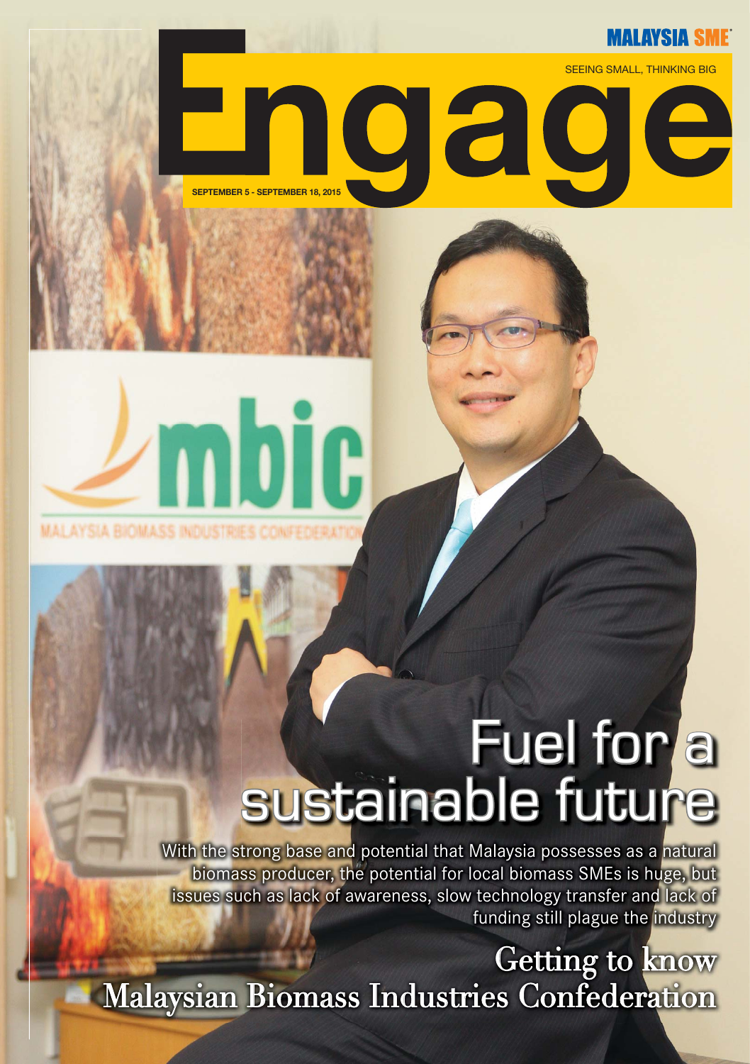MALAYSIA SME

SEEING SMALL, THINKING BIG

# Engage

SEPTEMBER 5 - SEPTEMBER 18, 2015

mbic

MALAYSIA BIOMASS INDUSTRIES CONFEDERATION

## Fuel for a sustainable future

With the strong base and potential that Malaysia possesses as a natural biomass producer, the potential for local biomass SMEs is huge, but issues such as lack of awareness, slow technology transfer and lack of funding still plague the industry

## Getting to know Malaysian Biomass Industries Confederation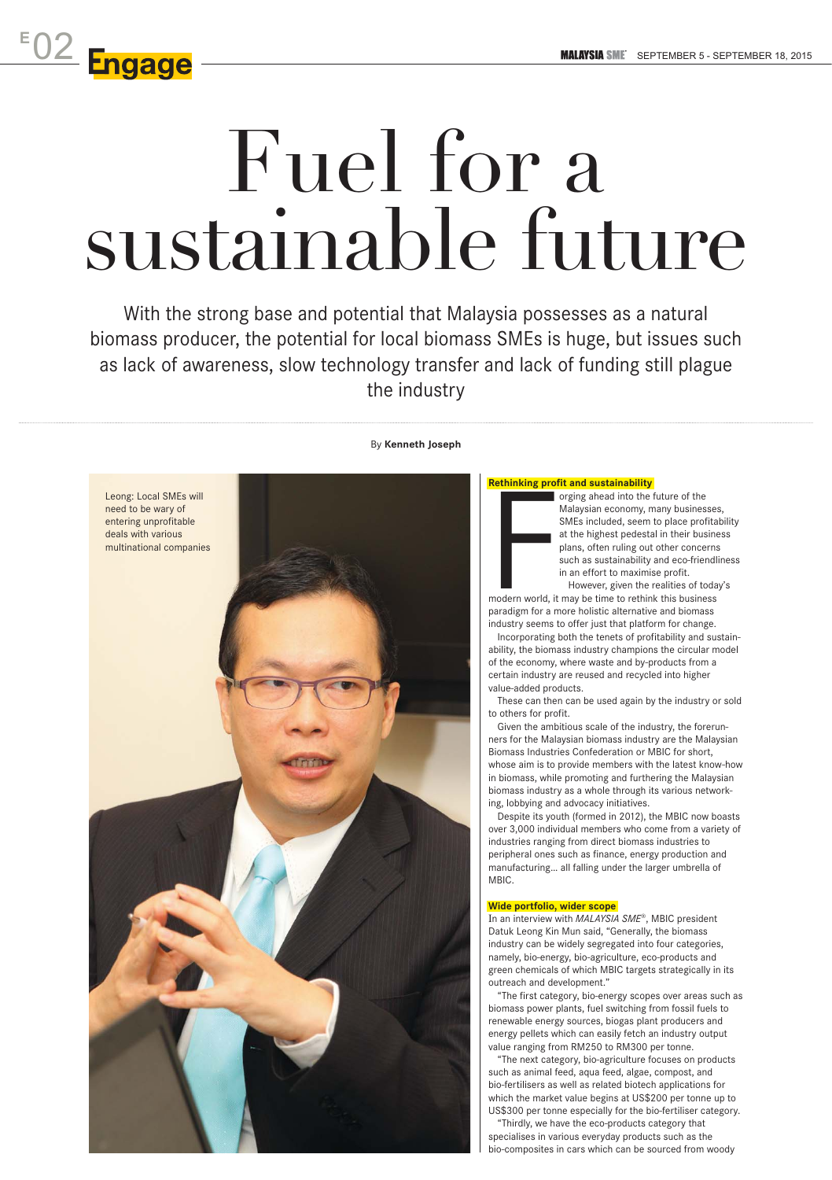# Fuel for a sustainable future

With the strong base and potential that Malaysia possesses as a natural biomass producer, the potential for local biomass SMEs is huge, but issues such as lack of awareness, slow technology transfer and lack of funding still plague the industry

By **Kenneth Joseph**

Leong: Local SMEs will need to be wary of entering unprofitable deals with various multinational companies

### Rethinking profit and sustainability

Forging ahead into the future of the Malaysian economy, many businesses, SMEs included, seem to place profitability at the highest pedestal in their business plans, often ruling out other concerns such as sustainability and eco-friendliness in an effort to maximise profit.

However, given the realities of today's modern world, it may be time to rethink this business paradigm for a more holistic alternative and biomass industry seems to offer just that platform for change.

Incorporating both the tenets of profitability and sustainability, the biomass industry champions the circular model of the economy, where waste and by-products from a certain industry are reused and recycled into higher value-added products.

These can then can be used again by the industry or sold to others for profit.

Given the ambitious scale of the industry, the forerunners for the Malaysian biomass industry are the Malaysian Biomass Industries Confederation or MBIC for short, whose aim is to provide members with the latest know-how in biomass, while promoting and furthering the Malaysian biomass industry as a whole through its various networking, lobbying and advocacy initiatives.

Despite its youth (formed in 2012), the MBIC now boasts over 3,000 individual members who come from a variety of industries ranging from direct biomass industries to peripheral ones such as finance, energy production and manufacturing... all falling under the larger umbrella of MBIC.

### Wide portfolio, wider scope

In an interview with *MALAYSIA SME*®, MBIC president Datuk Leong Kin Mun said, "Generally, the biomass industry can be widely segregated into four categories, namely, bio-energy, bio-agriculture, eco-products and green chemicals of which MBIC targets strategically in its outreach and development."

"The first category, bio-energy scopes over areas such as biomass power plants, fuel switching from fossil fuels to renewable energy sources, biogas plant producers and energy pellets which can easily fetch an industry output value ranging from RM250 to RM300 per tonne.

"The next category, bio-agriculture focuses on products such as animal feed, aqua feed, algae, compost, and bio-fertilisers as well as related biotech applications for which the market value begins at US$200 per tonne up to US$300 per tonne especially for the bio-fertiliser category.

"Thirdly, we have the eco-products category that specialises in various everyday products such as the bio-composites in cars which can be sourced from woody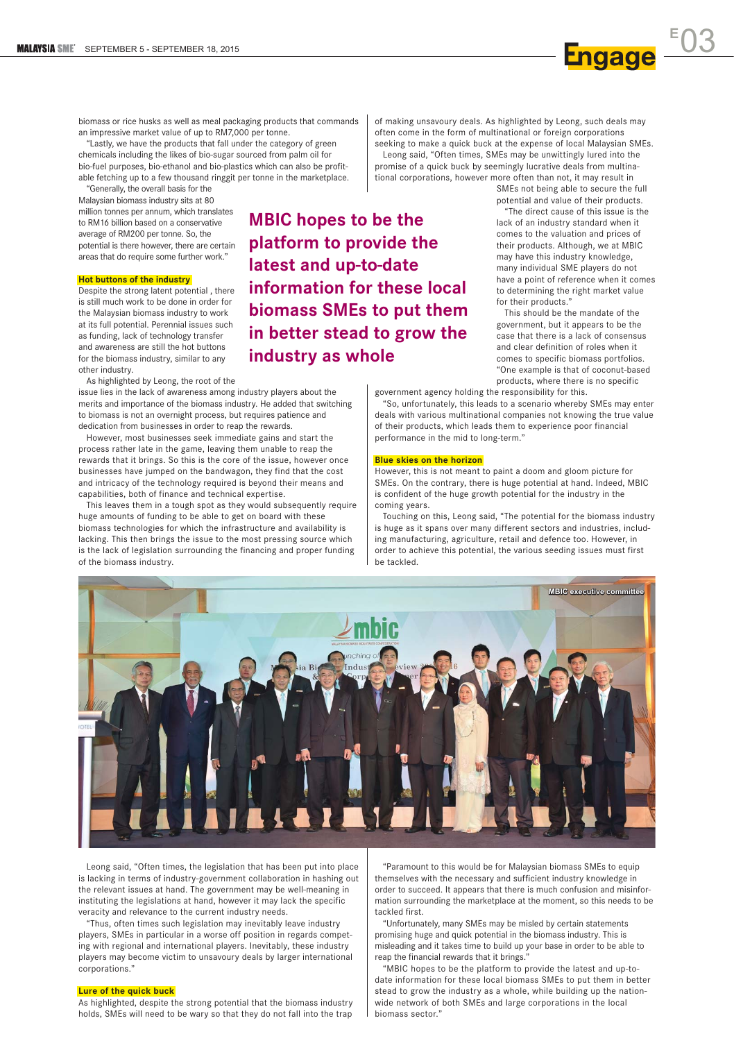biomass or rice husks as well as meal packaging products that commands an impressive market value of up to RM7,000 per tonne.

"Lastly, we have the products that fall under the category of green chemicals including the likes of bio-sugar sourced from palm oil for bio-fuel purposes, bio-ethanol and bio-plastics which can also be profitable fetching up to a few thousand ringgit per tonne in the marketplace.

"Generally, the overall basis for the Malaysian biomass industry sits at 80 million tonnes per annum, which translates to RM16 billion based on a conservative average of RM200 per tonne. So, the potential is there however, there are certain areas that do require some further work."

**MBIC hopes to be the platform to provide the latest and up-to-date information for these local biomass SMEs to put them in better stead to grow the industry as whole**

## Hot buttons of the industry

Despite the strong latent potential , there is still much work to be done in order for the Malaysian biomass industry to work at its full potential. Perennial issues such as funding, lack of technology transfer and awareness are still the hot buttons for the biomass industry, similar to any other industry.

As highlighted by Leong, the root of the issue lies in the lack of awareness among industry players about the merits and importance of the biomass industry. He added that switching to biomass is not an overnight process, but requires patience and dedication from businesses in order to reap the rewards.

However, most businesses seek immediate gains and start the process rather late in the game, leaving them unable to reap the rewards that it brings. So this is the core of the issue, however once businesses have jumped on the bandwagon, they find that the cost and intricacy of the technology required is beyond their means and capabilities, both of finance and technical expertise.

This leaves them in a tough spot as they would subsequently require huge amounts of funding to be able to get on board with these biomass technologies for which the infrastructure and availability is lacking. This then brings the issue to the most pressing source which is the lack of legislation surrounding the financing and proper funding of the biomass industry.

Leong said, "Often times, the legislation that has been put into place is lacking in terms of industry-government collaboration in hashing out the relevant issues at hand. The government may be well-meaning in instituting the legislations at hand, however it may lack the specific veracity and relevance to the current industry needs.

"Thus, often times such legislation may inevitably leave industry players, SMEs in particular in a worse off position in regards competing with regional and international players. Inevitably, these industry players may become victim to unsavoury deals by larger international corporations."

## Lure of the quick buck

As highlighted, despite the strong potential that the biomass industry holds, SMEs will need to be wary so that they do not fall into the trap of making unsavoury deals. As highlighted by Leong, such deals may often come in the form of multinational or foreign corporations seeking to make a quick buck at the expense of local Malaysian SMEs.

Leong said, "Often times, SMEs may be unwittingly lured into the promise of a quick buck by seemingly lucrative deals from multinational corporations, however more often than not, it may result in SMEs not being able to secure the full potential and value of their products.

"The direct cause of this issue is the lack of an industry standard when it comes to the valuation and prices of their products. Although, we at MBIC may have this industry knowledge, many individual SME players do not have a point of reference when it comes to determining the right market value for their products."

This should be the mandate of the government, but it appears to be the case that there is a lack of consensus and clear definition of roles when it comes to specific biomass portfolios. "One example is that of coconut-based products, where there is no specific government agency holding the responsibility for this.

"So, unfortunately, this leads to a scenario whereby SMEs may enter deals with various multinational companies not knowing the true value of their products, which leads them to experience poor financial performance in the mid to long-term."

## Blue skies on the horizon

However, this is not meant to paint a doom and gloom picture for SMEs. On the contrary, there is huge potential at hand. Indeed, MBIC is confident of the huge growth potential for the industry in the coming years.

Touching on this, Leong said, "The potential for the biomass industry is huge as it spans over many different sectors and industries, including manufacturing, agriculture, retail and defence too. However, in order to achieve this potential, the various seeding issues must first be tackled.

MBIC executive committee

"Paramount to this would be for Malaysian biomass SMEs to equip themselves with the necessary and sufficient industry knowledge in order to succeed. It appears that there is much confusion and misinformation surrounding the marketplace at the moment, so this needs to be tackled first.

"Unfortunately, many SMEs may be misled by certain statements promising huge and quick potential in the biomass industry. This is misleading and it takes time to build up your base in order to be able to reap the financial rewards that it brings."

"MBIC hopes to be the platform to provide the latest and up-to-date information for these local biomass SMEs to put them in better stead to grow the industry as a whole, while building up the nationwide network of both SMEs and large corporations in the local biomass sector."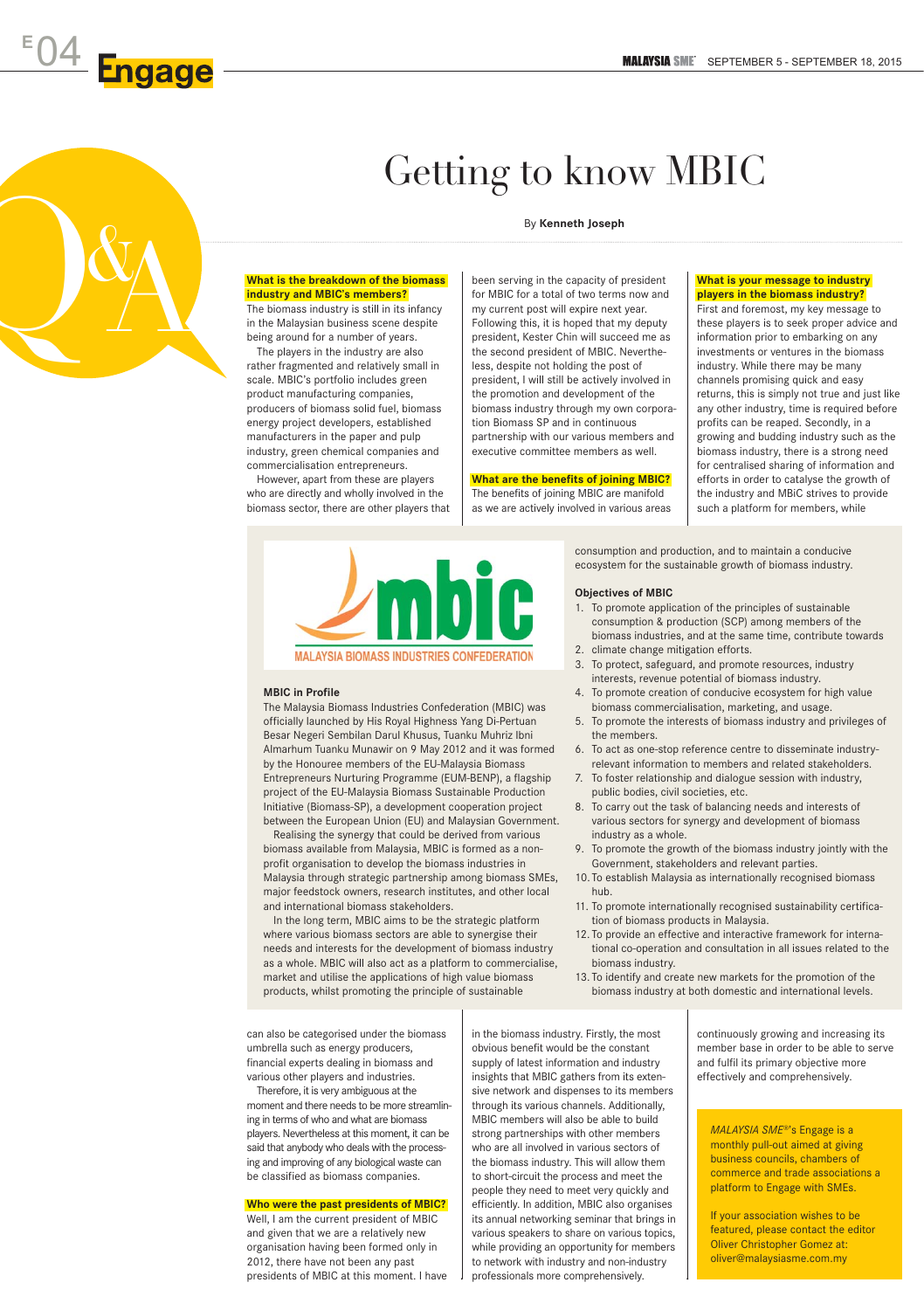# Getting to know MBIC

By **Kenneth Joseph**

**What is the breakdown of the biomass industry and MBIC's members?**

The biomass industry is still in its infancy in the Malaysian business scene despite being around for a number of years.

The players in the industry are also rather fragmented and relatively small in scale. MBIC's portfolio includes green product manufacturing companies, producers of biomass solid fuel, biomass energy project developers, established manufacturers in the paper and pulp industry, green chemical companies and commercialisation entrepreneurs.

However, apart from these are players who are directly and wholly involved in the biomass sector, there are other players that can also be categorised under the biomass umbrella such as energy producers, financial experts dealing in biomass and various other players and industries.

Therefore, it is very ambiguous at the moment and there needs to be more streamlining in terms of who and what are biomass players. Nevertheless at this moment, it can be said that anybody who deals with the processing and improving of any biological waste can be classified as biomass companies.

**Who were the past presidents of MBIC?**

Well, I am the current president of MBIC and given that we are a relatively new organisation having been formed only in 2012, there have not been any past presidents of MBIC at this moment. I have been serving in the capacity of president for MBIC for a total of two terms now and my current post will expire next year. Following this, it is hoped that my deputy president, Kester Chin will succeed me as the second president of MBIC. Nevertheless, despite not holding the post of president, I will still be actively involved in the promotion and development of the biomass industry through my own corporation Biomass SP and in continuous partnership with our various members and executive committee members as well.

**What are the benefits of joining MBIC?**

The benefits of joining MBIC are manifold as we are actively involved in various areas in the biomass industry. Firstly, the most obvious benefit would be the constant supply of latest information and industry insights that MBIC gathers from its extensive network and dispenses to its members through its various channels. Additionally, MBIC members will also be able to build strong partnerships with other members who are all involved in various sectors of the biomass industry. This will allow them to short-circuit the process and meet the people they need to meet very quickly and efficiently. In addition, MBIC also organises its annual networking seminar that brings in various speakers to share on various topics, while providing an opportunity for members to network with industry and non-industry professionals more comprehensively.

**What is your message to industry players in the biomass industry?**

First and foremost, my key message to these players is to seek proper advice and information prior to embarking on any investments or ventures in the biomass industry. While there may be many channels promising quick and easy returns, this is simply not true and just like any other industry, time is required before profits can be reaped. Secondly, in a growing and budding industry such as the biomass industry, there is a strong need for centralised sharing of information and efforts in order to catalyse the growth of the industry and MBiC strives to provide such a platform for members, while continuously growing and increasing its member base in order to be able to serve and fulfil its primary objective more effectively and comprehensively.

---

mbic
MALAYSIA BIOMASS INDUSTRIES CONFEDERATION

**MBIC in Profile**

The Malaysia Biomass Industries Confederation (MBIC) was officially launched by His Royal Highness Yang Di-Pertuan Besar Negeri Sembilan Darul Khusus, Tuanku Muhriz Ibni Almarhum Tuanku Munawir on 9 May 2012 and it was formed by the Honouree members of the EU-Malaysia Biomass Entrepreneurs Nurturing Programme (EUM-BENP), a flagship project of the EU-Malaysia Biomass Sustainable Production Initiative (Biomass-SP), a development cooperation project between the European Union (EU) and Malaysian Government.

Realising the synergy that could be derived from various biomass available from Malaysia, MBIC is formed as a non-profit organisation to develop the biomass industries in Malaysia through strategic partnership among biomass SMEs, major feedstock owners, research institutes, and other local and international biomass stakeholders.

In the long term, MBIC aims to be the strategic platform where various biomass sectors are able to synergise their needs and interests for the development of biomass industry as a whole. MBIC will also act as a platform to commercialise, market and utilise the applications of high value biomass products, whilst promoting the principle of sustainable consumption and production, and to maintain a conducive ecosystem for the sustainable growth of biomass industry.

**Objectives of MBIC**

1. To promote application of the principles of sustainable consumption & production (SCP) among members of the biomass industries, and at the same time, contribute towards
2. climate change mitigation efforts.
3. To protect, safeguard, and promote resources, industry interests, revenue potential of biomass industry.
4. To promote creation of conducive ecosystem for high value biomass commercialisation, marketing, and usage.
5. To promote the interests of biomass industry and privileges of the members.
6. To act as one-stop reference centre to disseminate industry-relevant information to members and related stakeholders.
7. To foster relationship and dialogue session with industry, public bodies, civil societies, etc.
8. To carry out the task of balancing needs and interests of various sectors for synergy and development of biomass industry as a whole.
9. To promote the growth of the biomass industry jointly with the Government, stakeholders and relevant parties.
10. To establish Malaysia as internationally recognised biomass hub.
11. To promote internationally recognised sustainability certification of biomass products in Malaysia.
12. To provide an effective and interactive framework for international co-operation and consultation in all issues related to the biomass industry.
13. To identify and create new markets for the promotion of the biomass industry at both domestic and international levels.

---

*MALAYSIA SME®*'s Engage is a monthly pull-out aimed at giving business councils, chambers of commerce and trade associations a platform to Engage with SMEs.

If your association wishes to be featured, please contact the editor Oliver Christopher Gomez at: oliver@malaysiasme.com.my